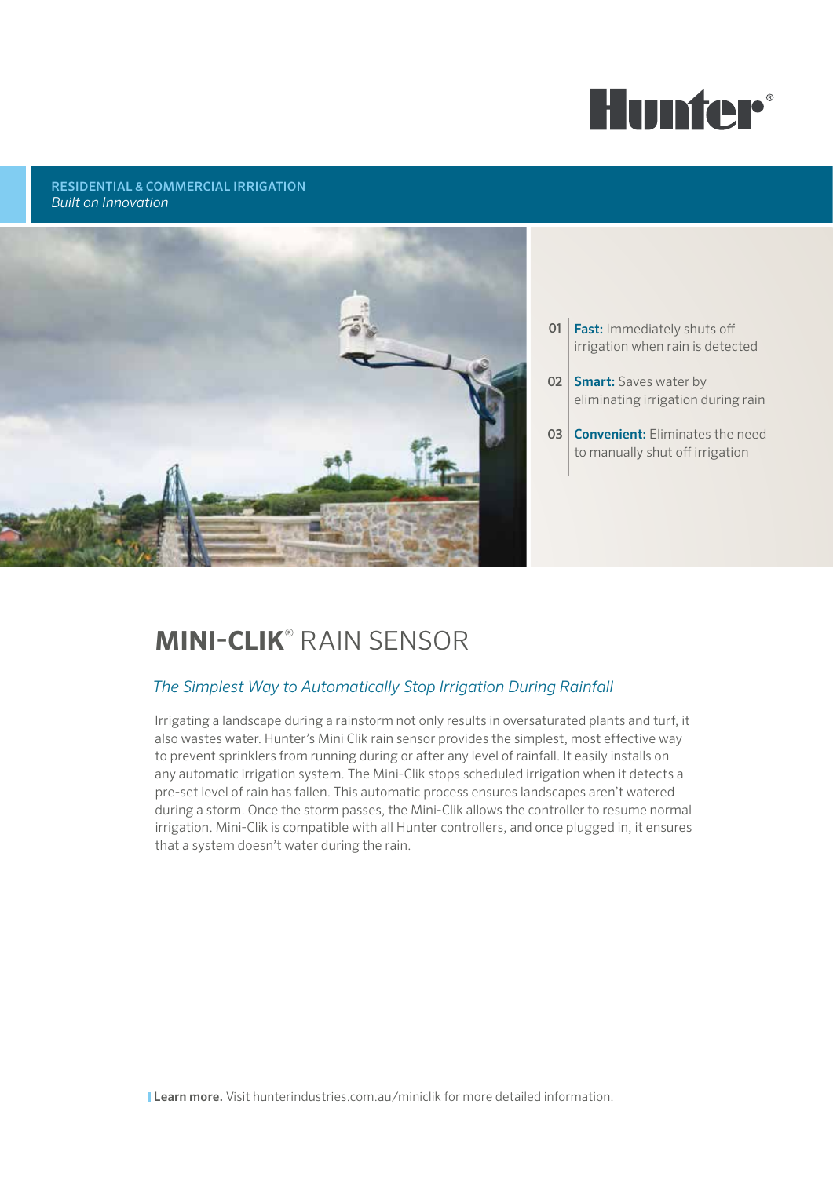Hunter®

**RESIDENTIAL & COMMERCIAL IRRIGATION**
*Built on Innovation*

01 **Fast:** Immediately shuts off irrigation when rain is detected

02 **Smart:** Saves water by eliminating irrigation during rain

03 **Convenient:** Eliminates the need to manually shut off irrigation

# MINI-CLIK® RAIN SENSOR

*The Simplest Way to Automatically Stop Irrigation During Rainfall*

Irrigating a landscape during a rainstorm not only results in oversaturated plants and turf, it also wastes water. Hunter's Mini Clik rain sensor provides the simplest, most effective way to prevent sprinklers from running during or after any level of rainfall. It easily installs on any automatic irrigation system. The Mini-Clik stops scheduled irrigation when it detects a pre-set level of rain has fallen. This automatic process ensures landscapes aren't watered during a storm. Once the storm passes, the Mini-Clik allows the controller to resume normal irrigation. Mini-Clik is compatible with all Hunter controllers, and once plugged in, it ensures that a system doesn't water during the rain.

**Learn more.** Visit hunterindustries.com.au/miniclik for more detailed information.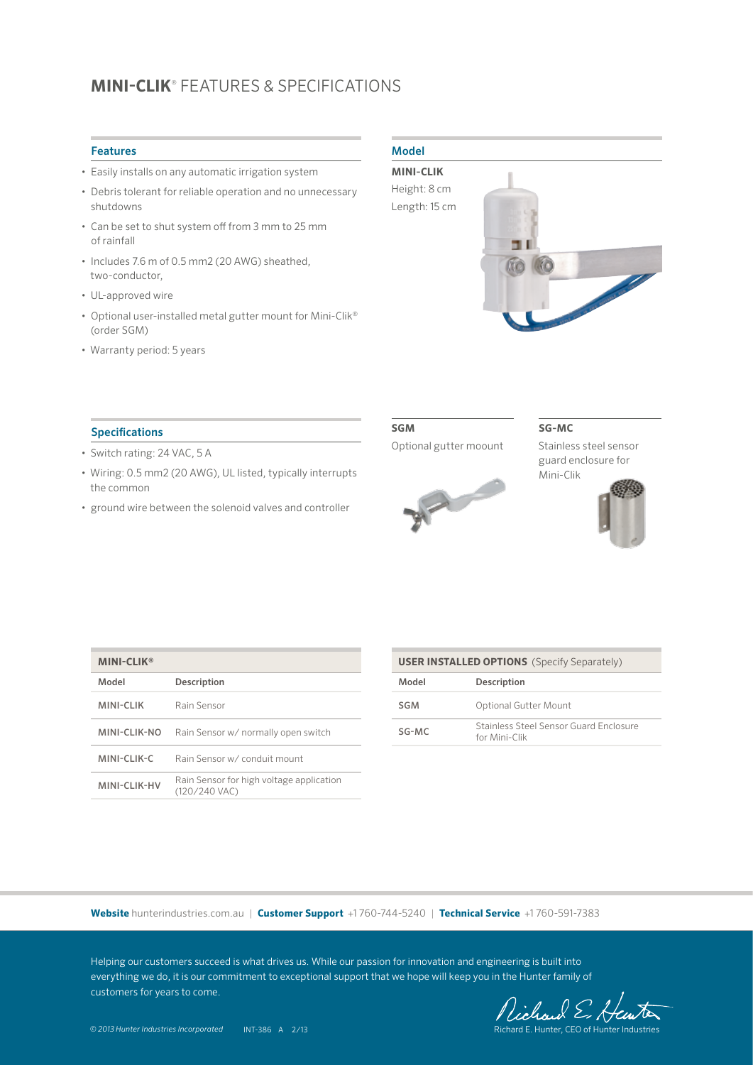# MINI-CLIK® FEATURES & SPECIFICATIONS

## Features

- Easily installs on any automatic irrigation system
- Debris tolerant for reliable operation and no unnecessary shutdowns
- Can be set to shut system off from 3 mm to 25 mm of rainfall
- Includes 7.6 m of 0.5 mm2 (20 AWG) sheathed, two-conductor,
- UL-approved wire
- Optional user-installed metal gutter mount for Mini-Clik® (order SGM)
- Warranty period: 5 years

## Model

**MINI-CLIK**
Height: 8 cm
Length: 15 cm

## Specifications

- Switch rating: 24 VAC, 5 A
- Wiring: 0.5 mm2 (20 AWG), UL listed, typically interrupts the common
- ground wire between the solenoid valves and controller

**SGM**
Optional gutter moount

**SG-MC**
Stainless steel sensor guard enclosure for Mini-Clik

| MINI-CLIK® | |
|---|---|
| **Model** | **Description** |
| MINI-CLIK | Rain Sensor |
| MINI-CLIK-NO | Rain Sensor w/ normally open switch |
| MINI-CLIK-C | Rain Sensor w/ conduit mount |
| MINI-CLIK-HV | Rain Sensor for high voltage application (120/240 VAC) |

| USER INSTALLED OPTIONS (Specify Separately) | |
|---|---|
| **Model** | **Description** |
| SGM | Optional Gutter Mount |
| SG-MC | Stainless Steel Sensor Guard Enclosure for Mini-Clik |

**Website** hunterindustries.com.au | **Customer Support** +1 760-744-5240 | **Technical Service** +1 760-591-7383

Helping our customers succeed is what drives us. While our passion for innovation and engineering is built into everything we do, it is our commitment to exceptional support that we hope will keep you in the Hunter family of customers for years to come.

Richard E. Hunter, CEO of Hunter Industries

*© 2013 Hunter Industries Incorporated* INT-386 A 2/13